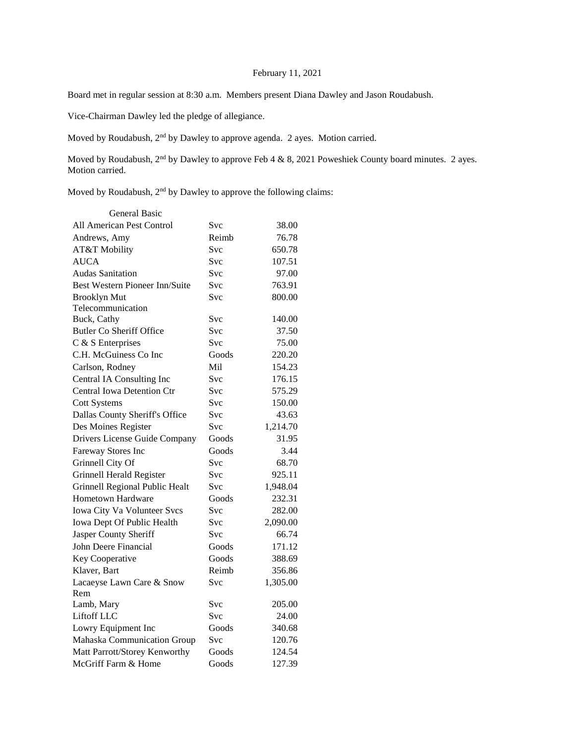February 11, 2021

Board met in regular session at 8:30 a.m. Members present Diana Dawley and Jason Roudabush.

Vice-Chairman Dawley led the pledge of allegiance.

Moved by Roudabush, 2nd by Dawley to approve agenda. 2 ayes. Motion carried.

Moved by Roudabush, 2nd by Dawley to approve Feb 4 & 8, 2021 Poweshiek County board minutes. 2 ayes. Motion carried.

Moved by Roudabush, 2nd by Dawley to approve the following claims:

| General Basic | | |
|---|---|---|
| All American Pest Control | Svc | 38.00 |
| Andrews, Amy | Reimb | 76.78 |
| AT&T Mobility | Svc | 650.78 |
| AUCA | Svc | 107.51 |
| Audas Sanitation | Svc | 97.00 |
| Best Western Pioneer Inn/Suite | Svc | 763.91 |
| Brooklyn Mut Telecommunication | Svc | 800.00 |
| Buck, Cathy | Svc | 140.00 |
| Butler Co Sheriff Office | Svc | 37.50 |
| C & S Enterprises | Svc | 75.00 |
| C.H. McGuiness Co Inc | Goods | 220.20 |
| Carlson, Rodney | Mil | 154.23 |
| Central IA Consulting Inc | Svc | 176.15 |
| Central Iowa Detention Ctr | Svc | 575.29 |
| Cott Systems | Svc | 150.00 |
| Dallas County Sheriff's Office | Svc | 43.63 |
| Des Moines Register | Svc | 1,214.70 |
| Drivers License Guide Company | Goods | 31.95 |
| Fareway Stores Inc | Goods | 3.44 |
| Grinnell City Of | Svc | 68.70 |
| Grinnell Herald Register | Svc | 925.11 |
| Grinnell Regional Public Healt | Svc | 1,948.04 |
| Hometown Hardware | Goods | 232.31 |
| Iowa City Va Volunteer Svcs | Svc | 282.00 |
| Iowa Dept Of Public Health | Svc | 2,090.00 |
| Jasper County Sheriff | Svc | 66.74 |
| John Deere Financial | Goods | 171.12 |
| Key Cooperative | Goods | 388.69 |
| Klaver, Bart | Reimb | 356.86 |
| Lacaeyse Lawn Care & Snow Rem | Svc | 1,305.00 |
| Lamb, Mary | Svc | 205.00 |
| Liftoff LLC | Svc | 24.00 |
| Lowry Equipment Inc | Goods | 340.68 |
| Mahaska Communication Group | Svc | 120.76 |
| Matt Parrott/Storey Kenworthy | Goods | 124.54 |
| McGriff Farm & Home | Goods | 127.39 |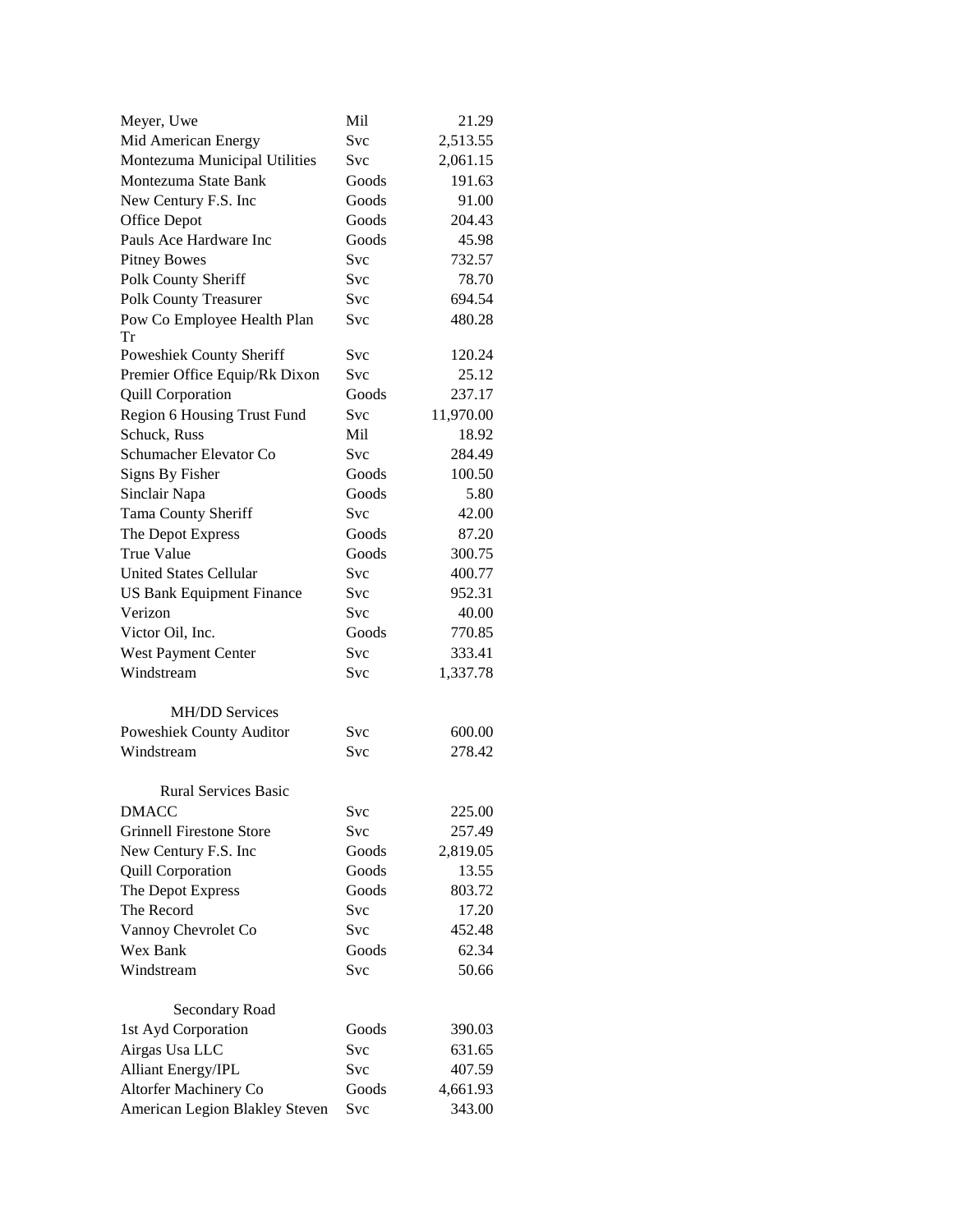| | | |
|---|---|---|
| Meyer, Uwe | Mil | 21.29 |
| Mid American Energy | Svc | 2,513.55 |
| Montezuma Municipal Utilities | Svc | 2,061.15 |
| Montezuma State Bank | Goods | 191.63 |
| New Century F.S. Inc | Goods | 91.00 |
| Office Depot | Goods | 204.43 |
| Pauls Ace Hardware Inc | Goods | 45.98 |
| Pitney Bowes | Svc | 732.57 |
| Polk County Sheriff | Svc | 78.70 |
| Polk County Treasurer | Svc | 694.54 |
| Pow Co Employee Health Plan Tr | Svc | 480.28 |
| Poweshiek County Sheriff | Svc | 120.24 |
| Premier Office Equip/Rk Dixon | Svc | 25.12 |
| Quill Corporation | Goods | 237.17 |
| Region 6 Housing Trust Fund | Svc | 11,970.00 |
| Schuck, Russ | Mil | 18.92 |
| Schumacher Elevator Co | Svc | 284.49 |
| Signs By Fisher | Goods | 100.50 |
| Sinclair Napa | Goods | 5.80 |
| Tama County Sheriff | Svc | 42.00 |
| The Depot Express | Goods | 87.20 |
| True Value | Goods | 300.75 |
| United States Cellular | Svc | 400.77 |
| US Bank Equipment Finance | Svc | 952.31 |
| Verizon | Svc | 40.00 |
| Victor Oil, Inc. | Goods | 770.85 |
| West Payment Center | Svc | 333.41 |
| Windstream | Svc | 1,337.78 |

MH/DD Services

| | | |
|---|---|---|
| Poweshiek County Auditor | Svc | 600.00 |
| Windstream | Svc | 278.42 |

Rural Services Basic

| | | |
|---|---|---|
| DMACC | Svc | 225.00 |
| Grinnell Firestone Store | Svc | 257.49 |
| New Century F.S. Inc | Goods | 2,819.05 |
| Quill Corporation | Goods | 13.55 |
| The Depot Express | Goods | 803.72 |
| The Record | Svc | 17.20 |
| Vannoy Chevrolet Co | Svc | 452.48 |
| Wex Bank | Goods | 62.34 |
| Windstream | Svc | 50.66 |

Secondary Road

| | | |
|---|---|---|
| 1st Ayd Corporation | Goods | 390.03 |
| Airgas Usa LLC | Svc | 631.65 |
| Alliant Energy/IPL | Svc | 407.59 |
| Altorfer Machinery Co | Goods | 4,661.93 |
| American Legion Blakley Steven | Svc | 343.00 |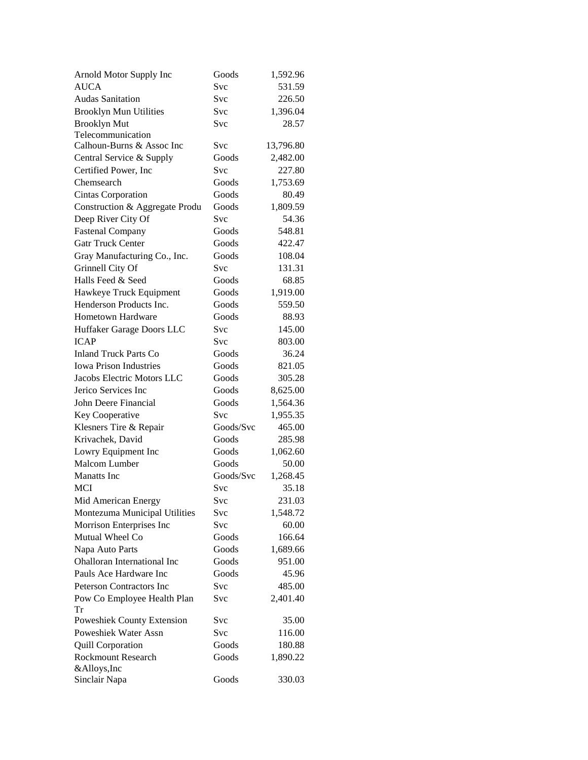| | | |
|---|---|---|
| Arnold Motor Supply Inc | Goods | 1,592.96 |
| AUCA | Svc | 531.59 |
| Audas Sanitation | Svc | 226.50 |
| Brooklyn Mun Utilities | Svc | 1,396.04 |
| Brooklyn Mut Telecommunication | Svc | 28.57 |
| Calhoun-Burns & Assoc Inc | Svc | 13,796.80 |
| Central Service & Supply | Goods | 2,482.00 |
| Certified Power, Inc | Svc | 227.80 |
| Chemsearch | Goods | 1,753.69 |
| Cintas Corporation | Goods | 80.49 |
| Construction & Aggregate Produ | Goods | 1,809.59 |
| Deep River City Of | Svc | 54.36 |
| Fastenal Company | Goods | 548.81 |
| Gatr Truck Center | Goods | 422.47 |
| Gray Manufacturing Co., Inc. | Goods | 108.04 |
| Grinnell City Of | Svc | 131.31 |
| Halls Feed & Seed | Goods | 68.85 |
| Hawkeye Truck Equipment | Goods | 1,919.00 |
| Henderson Products Inc. | Goods | 559.50 |
| Hometown Hardware | Goods | 88.93 |
| Huffaker Garage Doors LLC | Svc | 145.00 |
| ICAP | Svc | 803.00 |
| Inland Truck Parts Co | Goods | 36.24 |
| Iowa Prison Industries | Goods | 821.05 |
| Jacobs Electric Motors LLC | Goods | 305.28 |
| Jerico Services Inc | Goods | 8,625.00 |
| John Deere Financial | Goods | 1,564.36 |
| Key Cooperative | Svc | 1,955.35 |
| Klesners Tire & Repair | Goods/Svc | 465.00 |
| Krivachek, David | Goods | 285.98 |
| Lowry Equipment Inc | Goods | 1,062.60 |
| Malcom Lumber | Goods | 50.00 |
| Manatts Inc | Goods/Svc | 1,268.45 |
| MCI | Svc | 35.18 |
| Mid American Energy | Svc | 231.03 |
| Montezuma Municipal Utilities | Svc | 1,548.72 |
| Morrison Enterprises Inc | Svc | 60.00 |
| Mutual Wheel Co | Goods | 166.64 |
| Napa Auto Parts | Goods | 1,689.66 |
| Ohalloran International Inc | Goods | 951.00 |
| Pauls Ace Hardware Inc | Goods | 45.96 |
| Peterson Contractors Inc | Svc | 485.00 |
| Pow Co Employee Health Plan Tr | Svc | 2,401.40 |
| Poweshiek County Extension | Svc | 35.00 |
| Poweshiek Water Assn | Svc | 116.00 |
| Quill Corporation | Goods | 180.88 |
| Rockmount Research &Alloys,Inc | Goods | 1,890.22 |
| Sinclair Napa | Goods | 330.03 |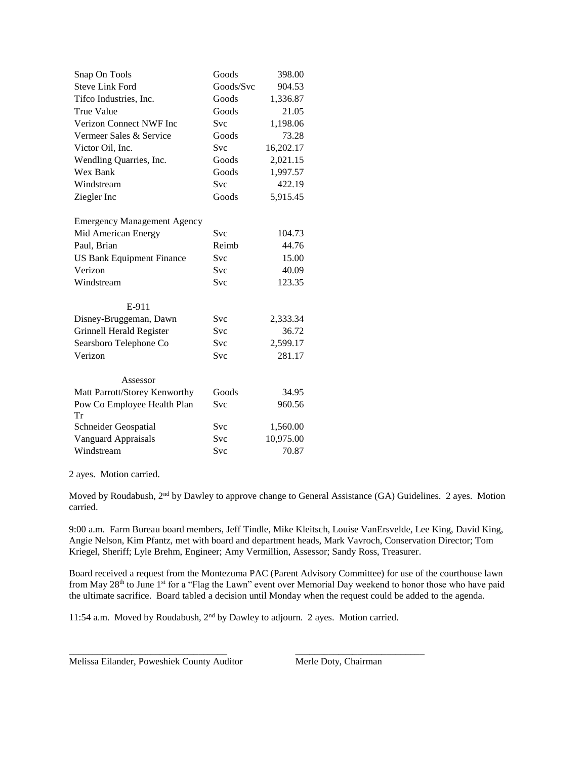| | | |
|---|---|---|
| Snap On Tools | Goods | 398.00 |
| Steve Link Ford | Goods/Svc | 904.53 |
| Tifco Industries, Inc. | Goods | 1,336.87 |
| True Value | Goods | 21.05 |
| Verizon Connect NWF Inc | Svc | 1,198.06 |
| Vermeer Sales & Service | Goods | 73.28 |
| Victor Oil, Inc. | Svc | 16,202.17 |
| Wendling Quarries, Inc. | Goods | 2,021.15 |
| Wex Bank | Goods | 1,997.57 |
| Windstream | Svc | 422.19 |
| Ziegler Inc | Goods | 5,915.45 |
| **Emergency Management Agency** | | |
| Mid American Energy | Svc | 104.73 |
| Paul, Brian | Reimb | 44.76 |
| US Bank Equipment Finance | Svc | 15.00 |
| Verizon | Svc | 40.09 |
| Windstream | Svc | 123.35 |
| **E-911** | | |
| Disney-Bruggeman, Dawn | Svc | 2,333.34 |
| Grinnell Herald Register | Svc | 36.72 |
| Searsboro Telephone Co | Svc | 2,599.17 |
| Verizon | Svc | 281.17 |
| **Assessor** | | |
| Matt Parrott/Storey Kenworthy | Goods | 34.95 |
| Pow Co Employee Health Plan Tr | Svc | 960.56 |
| Schneider Geospatial | Svc | 1,560.00 |
| Vanguard Appraisals | Svc | 10,975.00 |
| Windstream | Svc | 70.87 |

2 ayes. Motion carried.

Moved by Roudabush, 2nd by Dawley to approve change to General Assistance (GA) Guidelines. 2 ayes. Motion carried.

9:00 a.m. Farm Bureau board members, Jeff Tindle, Mike Kleitsch, Louise VanErsvelde, Lee King, David King, Angie Nelson, Kim Pfantz, met with board and department heads, Mark Vavroch, Conservation Director; Tom Kriegel, Sheriff; Lyle Brehm, Engineer; Amy Vermillion, Assessor; Sandy Ross, Treasurer.

Board received a request from the Montezuma PAC (Parent Advisory Committee) for use of the courthouse lawn from May 28th to June 1st for a "Flag the Lawn" event over Memorial Day weekend to honor those who have paid the ultimate sacrifice. Board tabled a decision until Monday when the request could be added to the agenda.

11:54 a.m. Moved by Roudabush, 2nd by Dawley to adjourn. 2 ayes. Motion carried.

\_\_\_\_\_\_\_\_\_\_\_\_\_\_\_\_\_\_\_\_\_\_\_\_\_\_\_\_\_\_\_\_\_\_ \_\_\_\_\_\_\_\_\_\_\_\_\_\_\_\_\_\_\_\_\_\_\_\_\_\_\_\_

Melissa Eilander, Poweshiek County Auditor Merle Doty, Chairman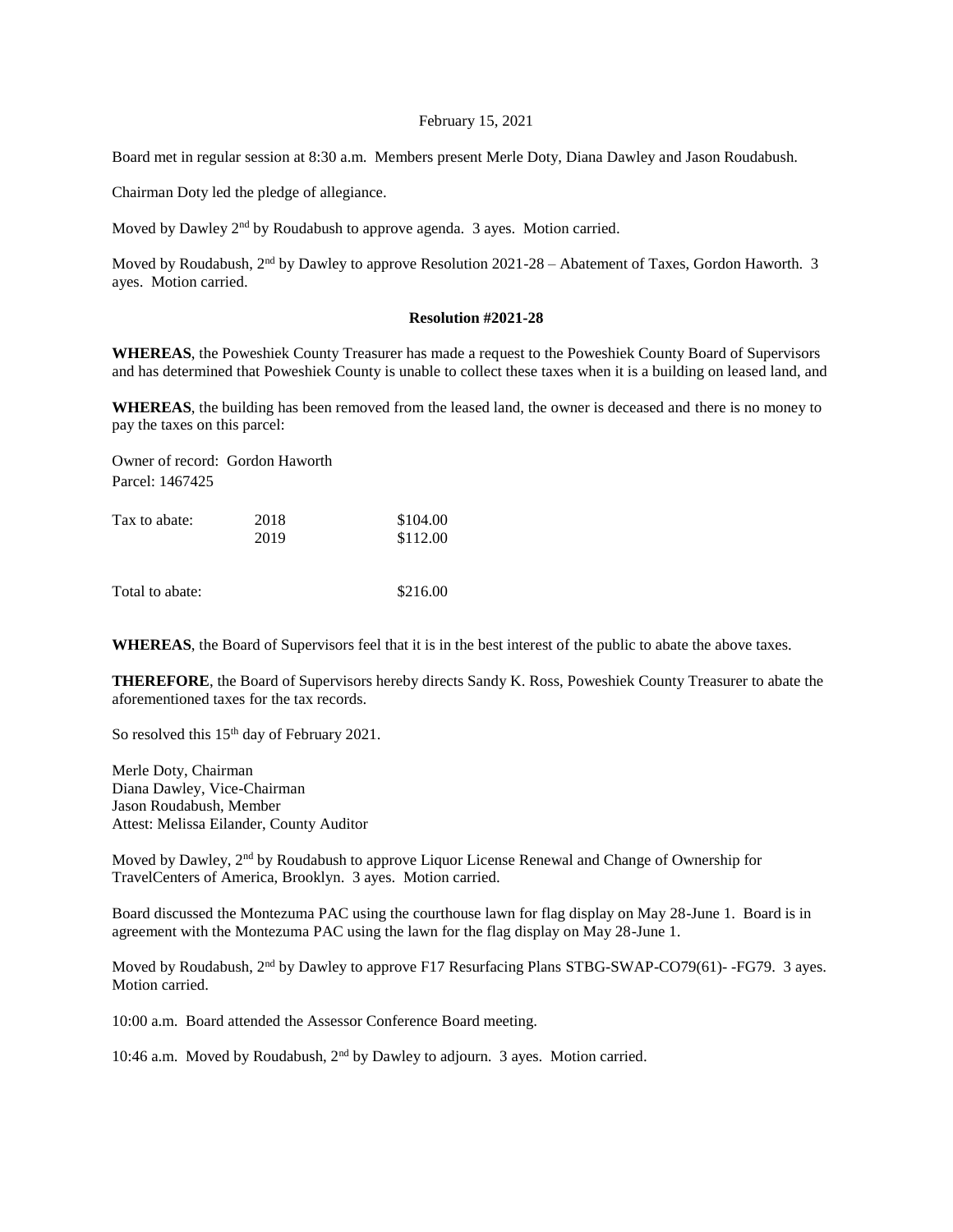February 15, 2021

Board met in regular session at 8:30 a.m. Members present Merle Doty, Diana Dawley and Jason Roudabush.

Chairman Doty led the pledge of allegiance.

Moved by Dawley 2nd by Roudabush to approve agenda. 3 ayes. Motion carried.

Moved by Roudabush, 2nd by Dawley to approve Resolution 2021-28 – Abatement of Taxes, Gordon Haworth. 3 ayes. Motion carried.

**Resolution #2021-28**

**WHEREAS**, the Poweshiek County Treasurer has made a request to the Poweshiek County Board of Supervisors and has determined that Poweshiek County is unable to collect these taxes when it is a building on leased land, and

**WHEREAS**, the building has been removed from the leased land, the owner is deceased and there is no money to pay the taxes on this parcel:

Owner of record: Gordon Haworth
Parcel: 1467425

| | | |
|---|---|---|
| Tax to abate: | 2018 | $104.00 |
| | 2019 | $112.00 |
| | | |
| Total to abate: | | $216.00 |

**WHEREAS**, the Board of Supervisors feel that it is in the best interest of the public to abate the above taxes.

**THEREFORE**, the Board of Supervisors hereby directs Sandy K. Ross, Poweshiek County Treasurer to abate the aforementioned taxes for the tax records.

So resolved this 15th day of February 2021.

Merle Doty, Chairman
Diana Dawley, Vice-Chairman
Jason Roudabush, Member
Attest: Melissa Eilander, County Auditor

Moved by Dawley, 2nd by Roudabush to approve Liquor License Renewal and Change of Ownership for TravelCenters of America, Brooklyn. 3 ayes. Motion carried.

Board discussed the Montezuma PAC using the courthouse lawn for flag display on May 28-June 1. Board is in agreement with the Montezuma PAC using the lawn for the flag display on May 28-June 1.

Moved by Roudabush, 2nd by Dawley to approve F17 Resurfacing Plans STBG-SWAP-CO79(61)- -FG79. 3 ayes. Motion carried.

10:00 a.m. Board attended the Assessor Conference Board meeting.

10:46 a.m. Moved by Roudabush, 2nd by Dawley to adjourn. 3 ayes. Motion carried.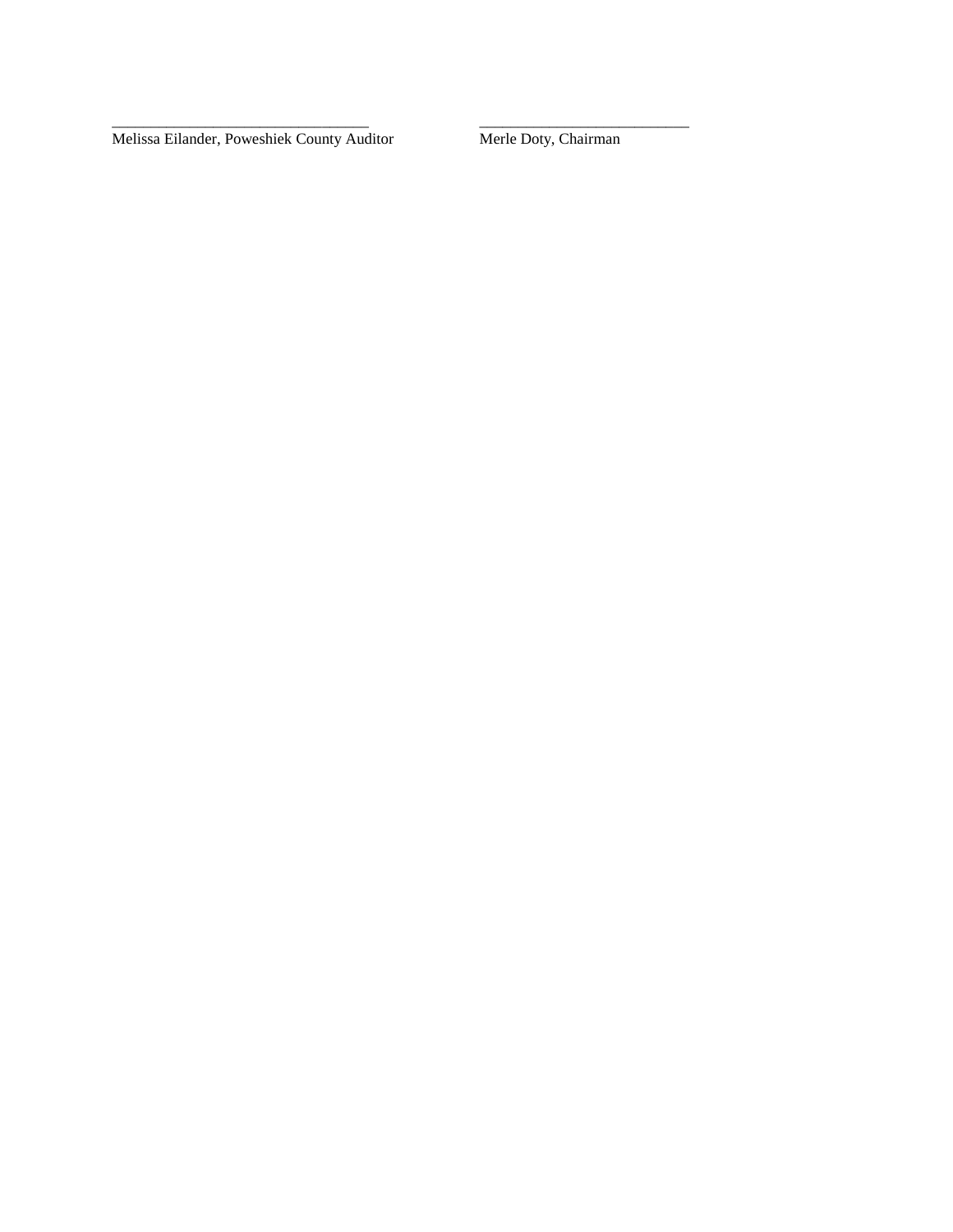________________________________ ___________________________

Melissa Eilander, Poweshiek County Auditor Merle Doty, Chairman